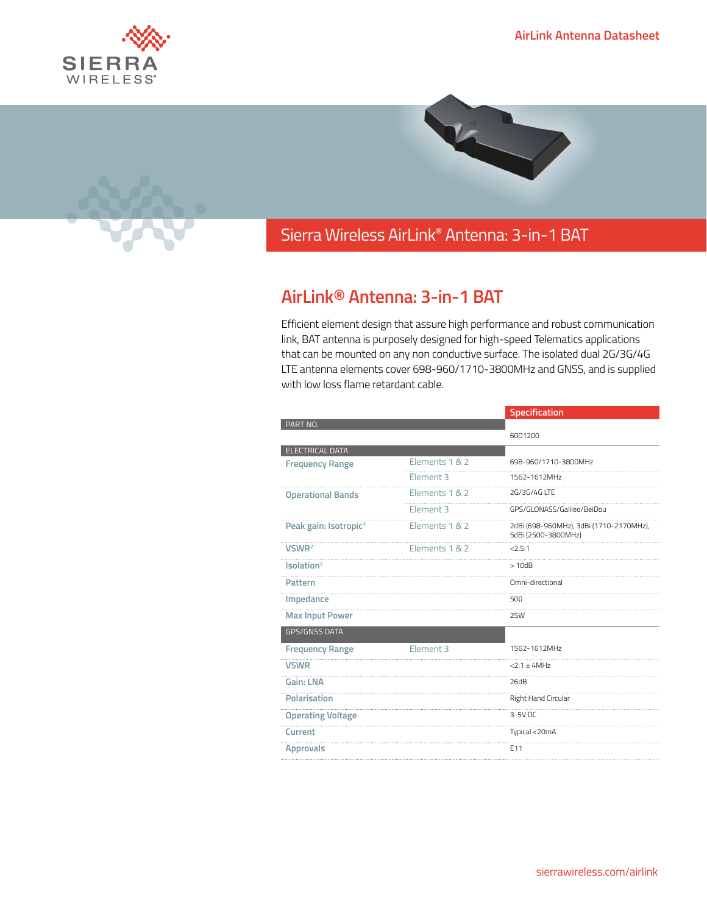# Sierra Wireless AirLink® Antenna: 3-in-1 BAT

## AirLink® Antenna: 3-in-1 BAT

Efficient element design that assure high performance and robust communication link, BAT antenna is purposely designed for high-speed Telematics applications that can be mounted on any non conductive surface. The isolated dual 2G/3G/4G LTE antenna elements cover 698-960/1710-3800MHz and GNSS, and is supplied with low loss flame retardant cable.

| | | Specification |
|---|---|---|
| **PART NO.** | | |
| | | 6001200 |
| **ELECTRICAL DATA** | | |
| Frequency Range | Elements 1 & 2 | 698-960/1710-3800MHz |
| | Element 3 | 1562-1612MHz |
| Operational Bands | Elements 1 & 2 | 2G/3G/4G LTE |
| | Element 3 | GPS/GLONASS/Galileo/BeiDou |
| Peak gain: Isotropic[1] | Elements 1 & 2 | 2dBi (698-960MHz), 3dBi (1710-2170MHz), 5dBi (2500-3800MHz) |
| VSWR[2] | Elements 1 & 2 | <2.5:1 |
| Isolation[2] | | > 10dB |
| Pattern | | Omni-directional |
| Impedance | | 50Ω |
| Max Input Power | | 25W |
| **GPS/GNSS DATA** | | |
| Frequency Range | Element 3 | 1562-1612MHz |
| VSWR | | <2:1 ± 4MHz |
| Gain: LNA | | 26dB |
| Polarisation | | Right Hand Circular |
| Operating Voltage | | 3-5V DC |
| Current | | Typical <20mA |
| Approvals | | E11 |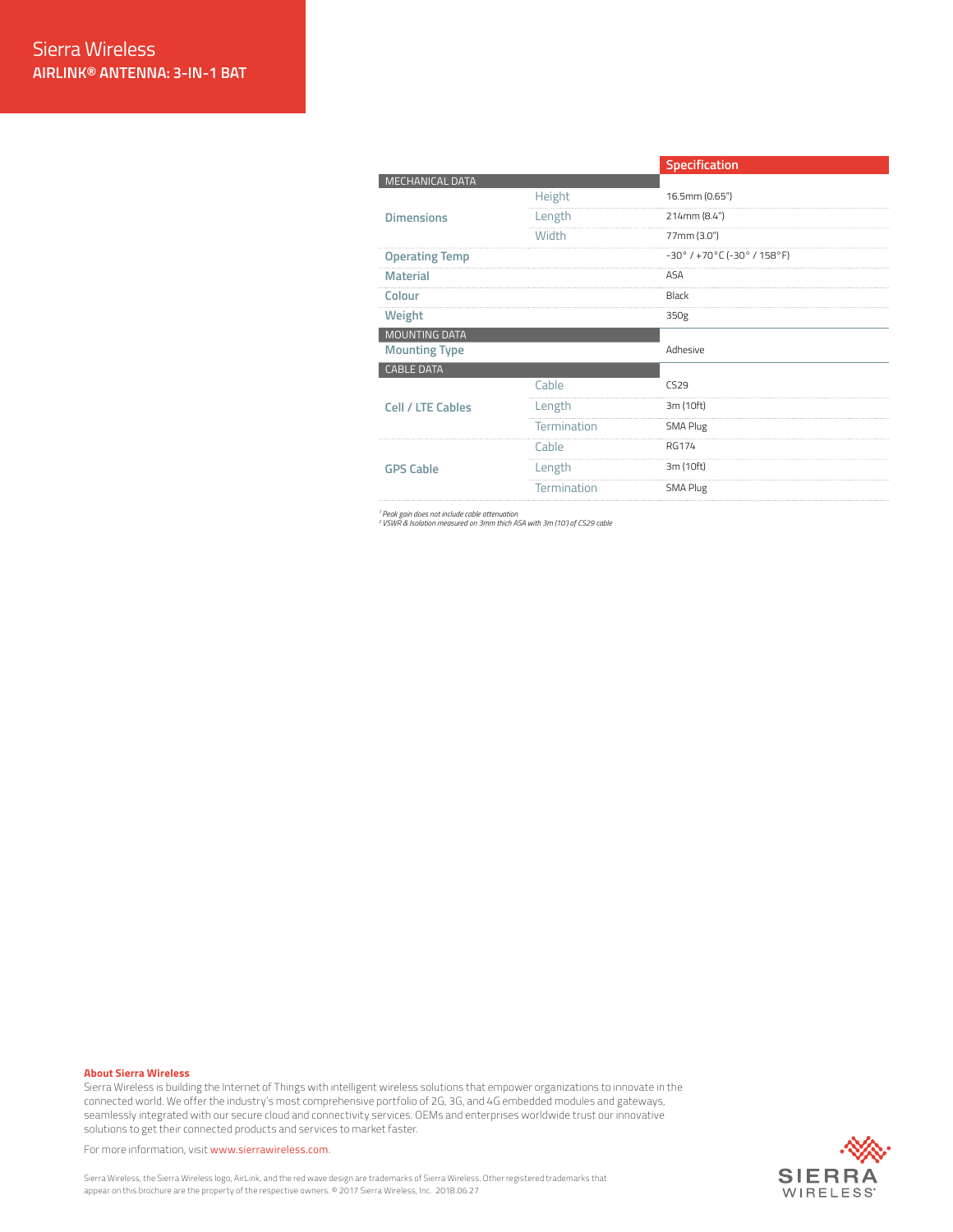| | | Specification |
|---|---|---|
| MECHANICAL DATA | | |
| Dimensions | Height | 16.5mm (0.65") |
| | Length | 214mm (8.4") |
| | Width | 77mm (3.0") |
| Operating Temp | | -30° / +70°C (-30° / 158°F) |
| Material | | ASA |
| Colour | | Black |
| Weight | | 350g |
| MOUNTING DATA | | |
| Mounting Type | | Adhesive |
| CABLE DATA | | |
| Cell / LTE Cables | Cable | CS29 |
| | Length | 3m (10ft) |
| | Termination | SMA Plug |
| GPS Cable | Cable | RG174 |
| | Length | 3m (10ft) |
| | Termination | SMA Plug |

*[1] Peak gain does not include cable attenuation*
*[2] VSWR & Isolation measured on 3mm thick ASA with 3m (10') of CS29 cable*

**About Sierra Wireless**
Sierra Wireless is building the Internet of Things with intelligent wireless solutions that empower organizations to innovate in the connected world. We offer the industry's most comprehensive portfolio of 2G, 3G, and 4G embedded modules and gateways, seamlessly integrated with our secure cloud and connectivity services. OEMs and enterprises worldwide trust our innovative solutions to get their connected products and services to market faster.

For more information, visit www.sierrawireless.com.

Sierra Wireless, the Sierra Wireless logo, AirLink, and the red wave design are trademarks of Sierra Wireless. Other registered trademarks that appear on this brochure are the property of the respective owners. © 2017 Sierra Wireless, Inc. 2018.06.27